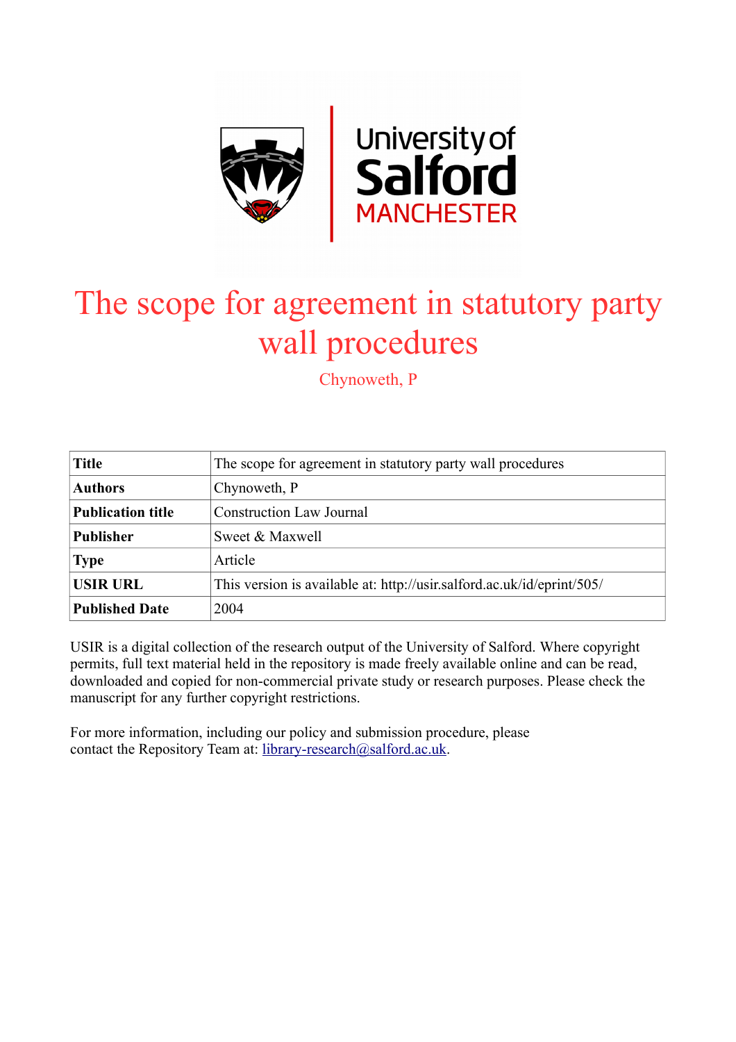# The scope for agreement in statutory party wall procedures

Chynoweth, P

| **Title** | The scope for agreement in statutory party wall procedures |
| --- | --- |
| **Authors** | Chynoweth, P |
| **Publication title** | Construction Law Journal |
| **Publisher** | Sweet & Maxwell |
| **Type** | Article |
| **USIR URL** | This version is available at: http://usir.salford.ac.uk/id/eprint/505/ |
| **Published Date** | 2004 |

USIR is a digital collection of the research output of the University of Salford. Where copyright permits, full text material held in the repository is made freely available online and can be read, downloaded and copied for non-commercial private study or research purposes. Please check the manuscript for any further copyright restrictions.

For more information, including our policy and submission procedure, please contact the Repository Team at: library-research@salford.ac.uk.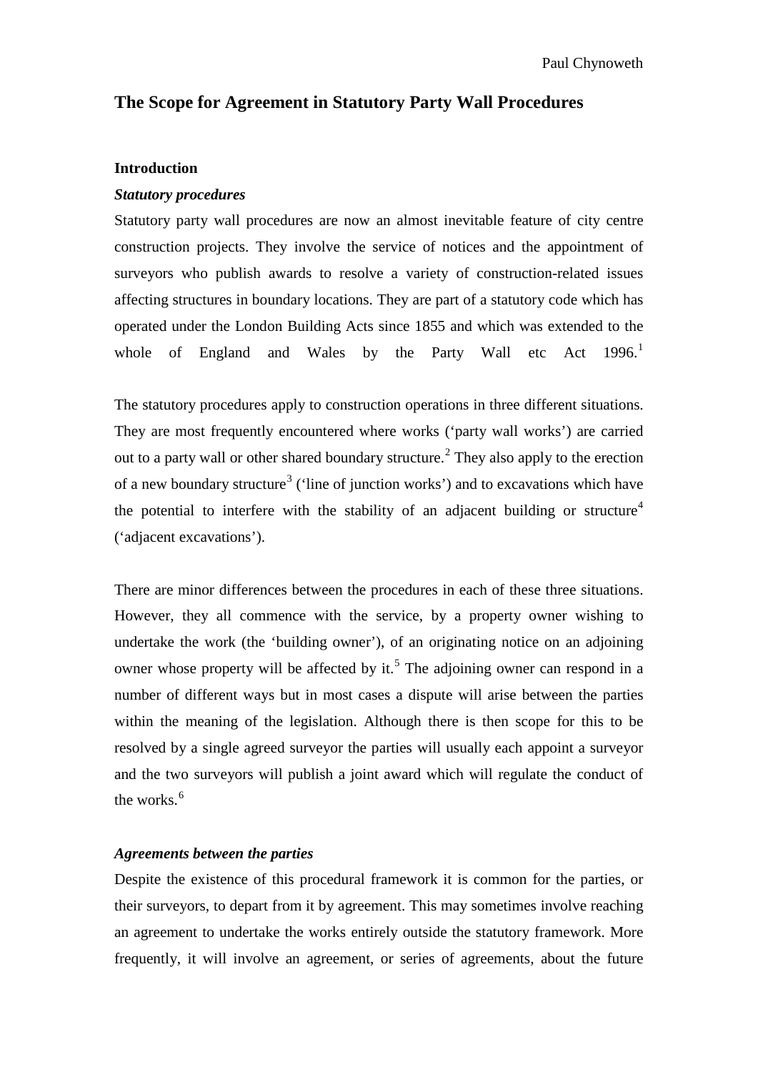Paul Chynoweth

# The Scope for Agreement in Statutory Party Wall Procedures

## Introduction

### *Statutory procedures*

Statutory party wall procedures are now an almost inevitable feature of city centre construction projects. They involve the service of notices and the appointment of surveyors who publish awards to resolve a variety of construction-related issues affecting structures in boundary locations. They are part of a statutory code which has operated under the London Building Acts since 1855 and which was extended to the whole of England and Wales by the Party Wall etc Act 1996.[1]

The statutory procedures apply to construction operations in three different situations. They are most frequently encountered where works ('party wall works') are carried out to a party wall or other shared boundary structure.[2] They also apply to the erection of a new boundary structure[3] ('line of junction works') and to excavations which have the potential to interfere with the stability of an adjacent building or structure[4] ('adjacent excavations').

There are minor differences between the procedures in each of these three situations. However, they all commence with the service, by a property owner wishing to undertake the work (the 'building owner'), of an originating notice on an adjoining owner whose property will be affected by it.[5] The adjoining owner can respond in a number of different ways but in most cases a dispute will arise between the parties within the meaning of the legislation. Although there is then scope for this to be resolved by a single agreed surveyor the parties will usually each appoint a surveyor and the two surveyors will publish a joint award which will regulate the conduct of the works.[6]

### *Agreements between the parties*

Despite the existence of this procedural framework it is common for the parties, or their surveyors, to depart from it by agreement. This may sometimes involve reaching an agreement to undertake the works entirely outside the statutory framework. More frequently, it will involve an agreement, or series of agreements, about the future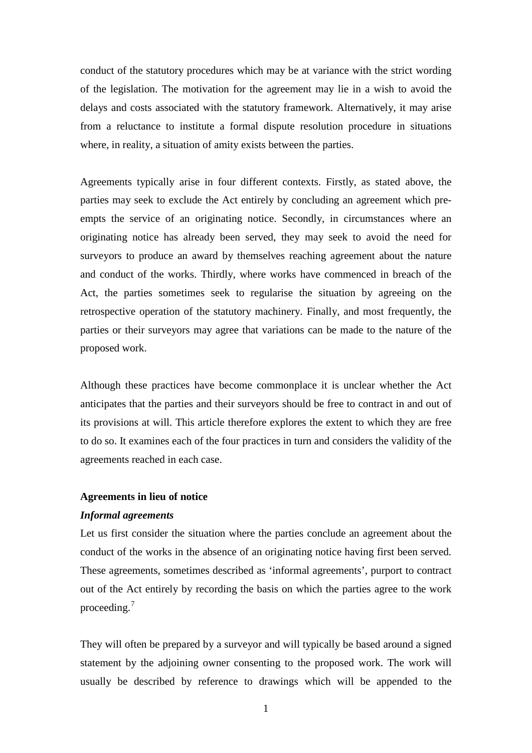conduct of the statutory procedures which may be at variance with the strict wording of the legislation. The motivation for the agreement may lie in a wish to avoid the delays and costs associated with the statutory framework. Alternatively, it may arise from a reluctance to institute a formal dispute resolution procedure in situations where, in reality, a situation of amity exists between the parties.

Agreements typically arise in four different contexts. Firstly, as stated above, the parties may seek to exclude the Act entirely by concluding an agreement which pre-empts the service of an originating notice. Secondly, in circumstances where an originating notice has already been served, they may seek to avoid the need for surveyors to produce an award by themselves reaching agreement about the nature and conduct of the works. Thirdly, where works have commenced in breach of the Act, the parties sometimes seek to regularise the situation by agreeing on the retrospective operation of the statutory machinery. Finally, and most frequently, the parties or their surveyors may agree that variations can be made to the nature of the proposed work.

Although these practices have become commonplace it is unclear whether the Act anticipates that the parties and their surveyors should be free to contract in and out of its provisions at will. This article therefore explores the extent to which they are free to do so. It examines each of the four practices in turn and considers the validity of the agreements reached in each case.

**Agreements in lieu of notice**

***Informal agreements***

Let us first consider the situation where the parties conclude an agreement about the conduct of the works in the absence of an originating notice having first been served. These agreements, sometimes described as 'informal agreements', purport to contract out of the Act entirely by recording the basis on which the parties agree to the work proceeding.[7]

They will often be prepared by a surveyor and will typically be based around a signed statement by the adjoining owner consenting to the proposed work. The work will usually be described by reference to drawings which will be appended to the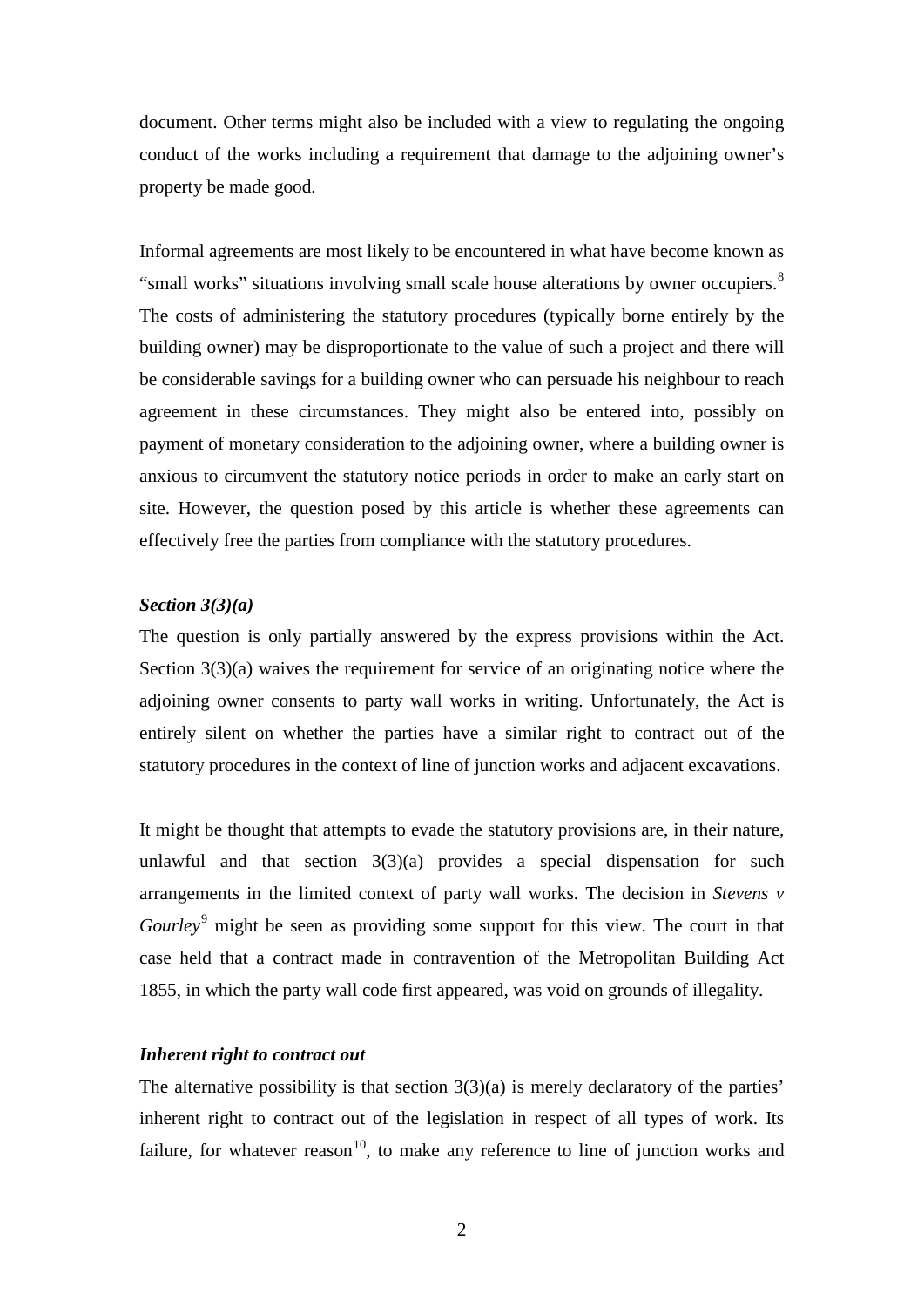document. Other terms might also be included with a view to regulating the ongoing conduct of the works including a requirement that damage to the adjoining owner's property be made good.

Informal agreements are most likely to be encountered in what have become known as "small works" situations involving small scale house alterations by owner occupiers.[8] The costs of administering the statutory procedures (typically borne entirely by the building owner) may be disproportionate to the value of such a project and there will be considerable savings for a building owner who can persuade his neighbour to reach agreement in these circumstances. They might also be entered into, possibly on payment of monetary consideration to the adjoining owner, where a building owner is anxious to circumvent the statutory notice periods in order to make an early start on site. However, the question posed by this article is whether these agreements can effectively free the parties from compliance with the statutory procedures.

### *Section 3(3)(a)*

The question is only partially answered by the express provisions within the Act. Section 3(3)(a) waives the requirement for service of an originating notice where the adjoining owner consents to party wall works in writing. Unfortunately, the Act is entirely silent on whether the parties have a similar right to contract out of the statutory procedures in the context of line of junction works and adjacent excavations.

It might be thought that attempts to evade the statutory provisions are, in their nature, unlawful and that section 3(3)(a) provides a special dispensation for such arrangements in the limited context of party wall works. The decision in *Stevens v Gourley*[9] might be seen as providing some support for this view. The court in that case held that a contract made in contravention of the Metropolitan Building Act 1855, in which the party wall code first appeared, was void on grounds of illegality.

### *Inherent right to contract out*

The alternative possibility is that section 3(3)(a) is merely declaratory of the parties' inherent right to contract out of the legislation in respect of all types of work. Its failure, for whatever reason[10], to make any reference to line of junction works and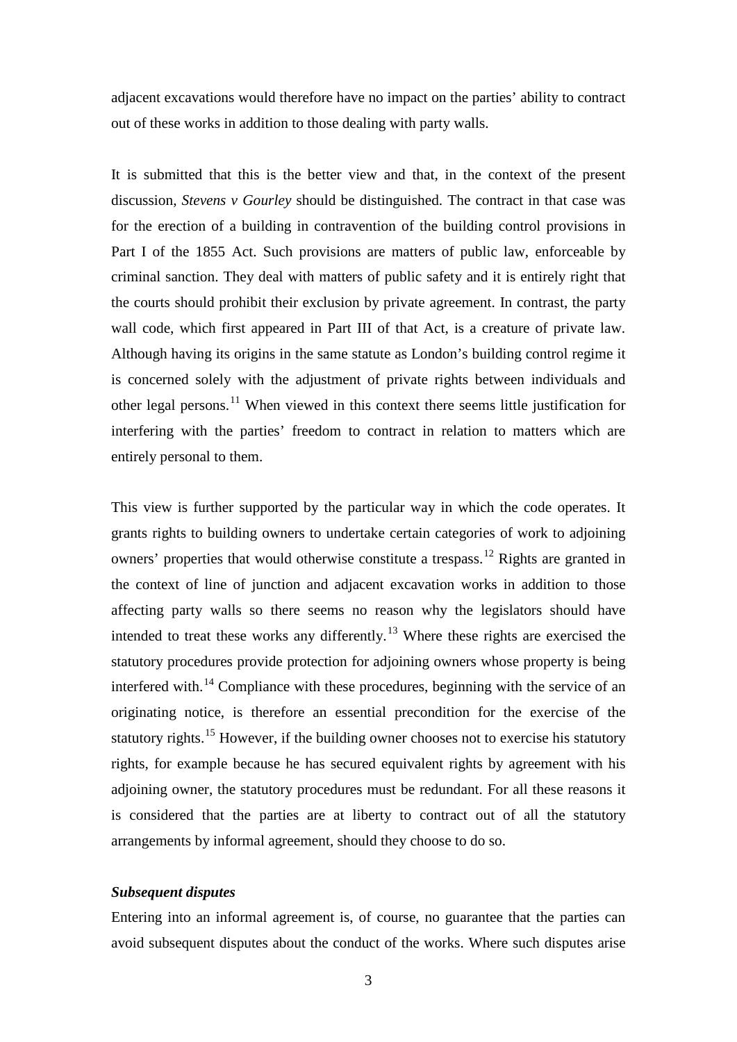adjacent excavations would therefore have no impact on the parties' ability to contract out of these works in addition to those dealing with party walls.

It is submitted that this is the better view and that, in the context of the present discussion, *Stevens v Gourley* should be distinguished. The contract in that case was for the erection of a building in contravention of the building control provisions in Part I of the 1855 Act. Such provisions are matters of public law, enforceable by criminal sanction. They deal with matters of public safety and it is entirely right that the courts should prohibit their exclusion by private agreement. In contrast, the party wall code, which first appeared in Part III of that Act, is a creature of private law. Although having its origins in the same statute as London's building control regime it is concerned solely with the adjustment of private rights between individuals and other legal persons.[11] When viewed in this context there seems little justification for interfering with the parties' freedom to contract in relation to matters which are entirely personal to them.

This view is further supported by the particular way in which the code operates. It grants rights to building owners to undertake certain categories of work to adjoining owners' properties that would otherwise constitute a trespass.[12] Rights are granted in the context of line of junction and adjacent excavation works in addition to those affecting party walls so there seems no reason why the legislators should have intended to treat these works any differently.[13] Where these rights are exercised the statutory procedures provide protection for adjoining owners whose property is being interfered with.[14] Compliance with these procedures, beginning with the service of an originating notice, is therefore an essential precondition for the exercise of the statutory rights.[15] However, if the building owner chooses not to exercise his statutory rights, for example because he has secured equivalent rights by agreement with his adjoining owner, the statutory procedures must be redundant. For all these reasons it is considered that the parties are at liberty to contract out of all the statutory arrangements by informal agreement, should they choose to do so.

### *Subsequent disputes*

Entering into an informal agreement is, of course, no guarantee that the parties can avoid subsequent disputes about the conduct of the works. Where such disputes arise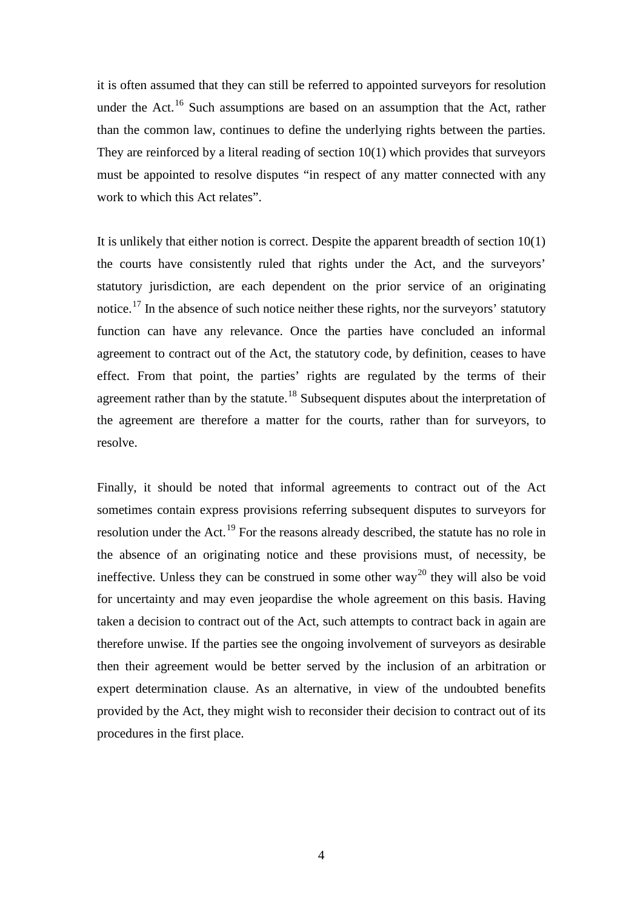it is often assumed that they can still be referred to appointed surveyors for resolution under the Act.[16] Such assumptions are based on an assumption that the Act, rather than the common law, continues to define the underlying rights between the parties. They are reinforced by a literal reading of section 10(1) which provides that surveyors must be appointed to resolve disputes "in respect of any matter connected with any work to which this Act relates".

It is unlikely that either notion is correct. Despite the apparent breadth of section 10(1) the courts have consistently ruled that rights under the Act, and the surveyors' statutory jurisdiction, are each dependent on the prior service of an originating notice.[17] In the absence of such notice neither these rights, nor the surveyors' statutory function can have any relevance. Once the parties have concluded an informal agreement to contract out of the Act, the statutory code, by definition, ceases to have effect. From that point, the parties' rights are regulated by the terms of their agreement rather than by the statute.[18] Subsequent disputes about the interpretation of the agreement are therefore a matter for the courts, rather than for surveyors, to resolve.

Finally, it should be noted that informal agreements to contract out of the Act sometimes contain express provisions referring subsequent disputes to surveyors for resolution under the Act.[19] For the reasons already described, the statute has no role in the absence of an originating notice and these provisions must, of necessity, be ineffective. Unless they can be construed in some other way[20] they will also be void for uncertainty and may even jeopardise the whole agreement on this basis. Having taken a decision to contract out of the Act, such attempts to contract back in again are therefore unwise. If the parties see the ongoing involvement of surveyors as desirable then their agreement would be better served by the inclusion of an arbitration or expert determination clause. As an alternative, in view of the undoubted benefits provided by the Act, they might wish to reconsider their decision to contract out of its procedures in the first place.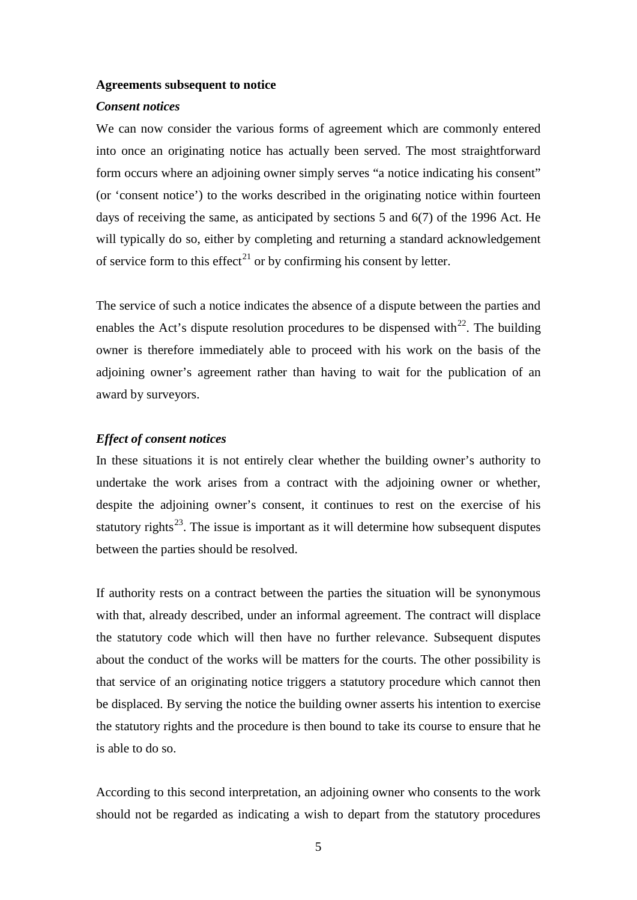**Agreements subsequent to notice**

***Consent notices***

We can now consider the various forms of agreement which are commonly entered into once an originating notice has actually been served. The most straightforward form occurs where an adjoining owner simply serves "a notice indicating his consent" (or 'consent notice') to the works described in the originating notice within fourteen days of receiving the same, as anticipated by sections 5 and 6(7) of the 1996 Act. He will typically do so, either by completing and returning a standard acknowledgement of service form to this effect[21] or by confirming his consent by letter.

The service of such a notice indicates the absence of a dispute between the parties and enables the Act's dispute resolution procedures to be dispensed with[22]. The building owner is therefore immediately able to proceed with his work on the basis of the adjoining owner's agreement rather than having to wait for the publication of an award by surveyors.

***Effect of consent notices***

In these situations it is not entirely clear whether the building owner's authority to undertake the work arises from a contract with the adjoining owner or whether, despite the adjoining owner's consent, it continues to rest on the exercise of his statutory rights[23]. The issue is important as it will determine how subsequent disputes between the parties should be resolved.

If authority rests on a contract between the parties the situation will be synonymous with that, already described, under an informal agreement. The contract will displace the statutory code which will then have no further relevance. Subsequent disputes about the conduct of the works will be matters for the courts. The other possibility is that service of an originating notice triggers a statutory procedure which cannot then be displaced. By serving the notice the building owner asserts his intention to exercise the statutory rights and the procedure is then bound to take its course to ensure that he is able to do so.

According to this second interpretation, an adjoining owner who consents to the work should not be regarded as indicating a wish to depart from the statutory procedures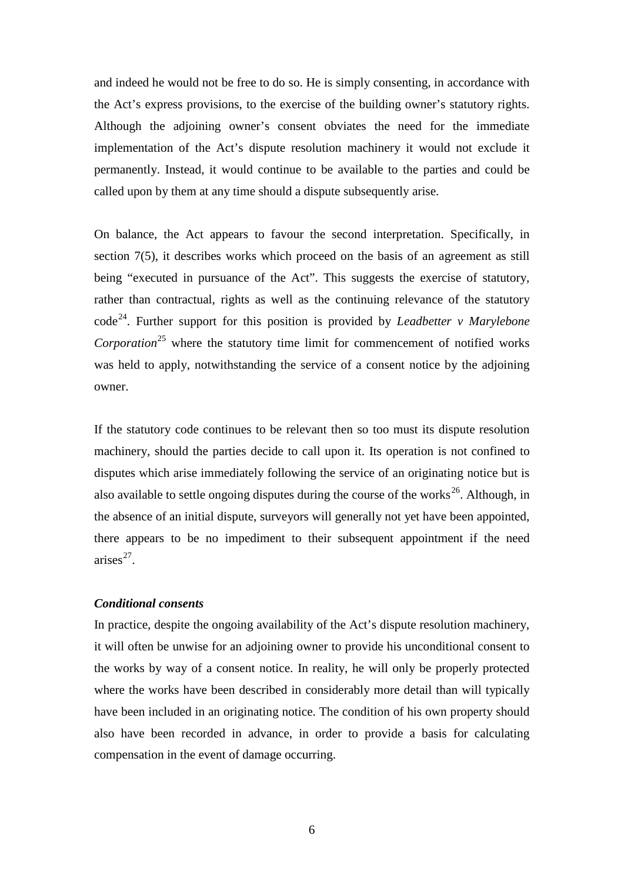and indeed he would not be free to do so. He is simply consenting, in accordance with the Act's express provisions, to the exercise of the building owner's statutory rights. Although the adjoining owner's consent obviates the need for the immediate implementation of the Act's dispute resolution machinery it would not exclude it permanently. Instead, it would continue to be available to the parties and could be called upon by them at any time should a dispute subsequently arise.

On balance, the Act appears to favour the second interpretation. Specifically, in section 7(5), it describes works which proceed on the basis of an agreement as still being "executed in pursuance of the Act". This suggests the exercise of statutory, rather than contractual, rights as well as the continuing relevance of the statutory code[24]. Further support for this position is provided by *Leadbetter v Marylebone Corporation*[25] where the statutory time limit for commencement of notified works was held to apply, notwithstanding the service of a consent notice by the adjoining owner.

If the statutory code continues to be relevant then so too must its dispute resolution machinery, should the parties decide to call upon it. Its operation is not confined to disputes which arise immediately following the service of an originating notice but is also available to settle ongoing disputes during the course of the works[26]. Although, in the absence of an initial dispute, surveyors will generally not yet have been appointed, there appears to be no impediment to their subsequent appointment if the need arises[27].

***Conditional consents***

In practice, despite the ongoing availability of the Act's dispute resolution machinery, it will often be unwise for an adjoining owner to provide his unconditional consent to the works by way of a consent notice. In reality, he will only be properly protected where the works have been described in considerably more detail than will typically have been included in an originating notice. The condition of his own property should also have been recorded in advance, in order to provide a basis for calculating compensation in the event of damage occurring.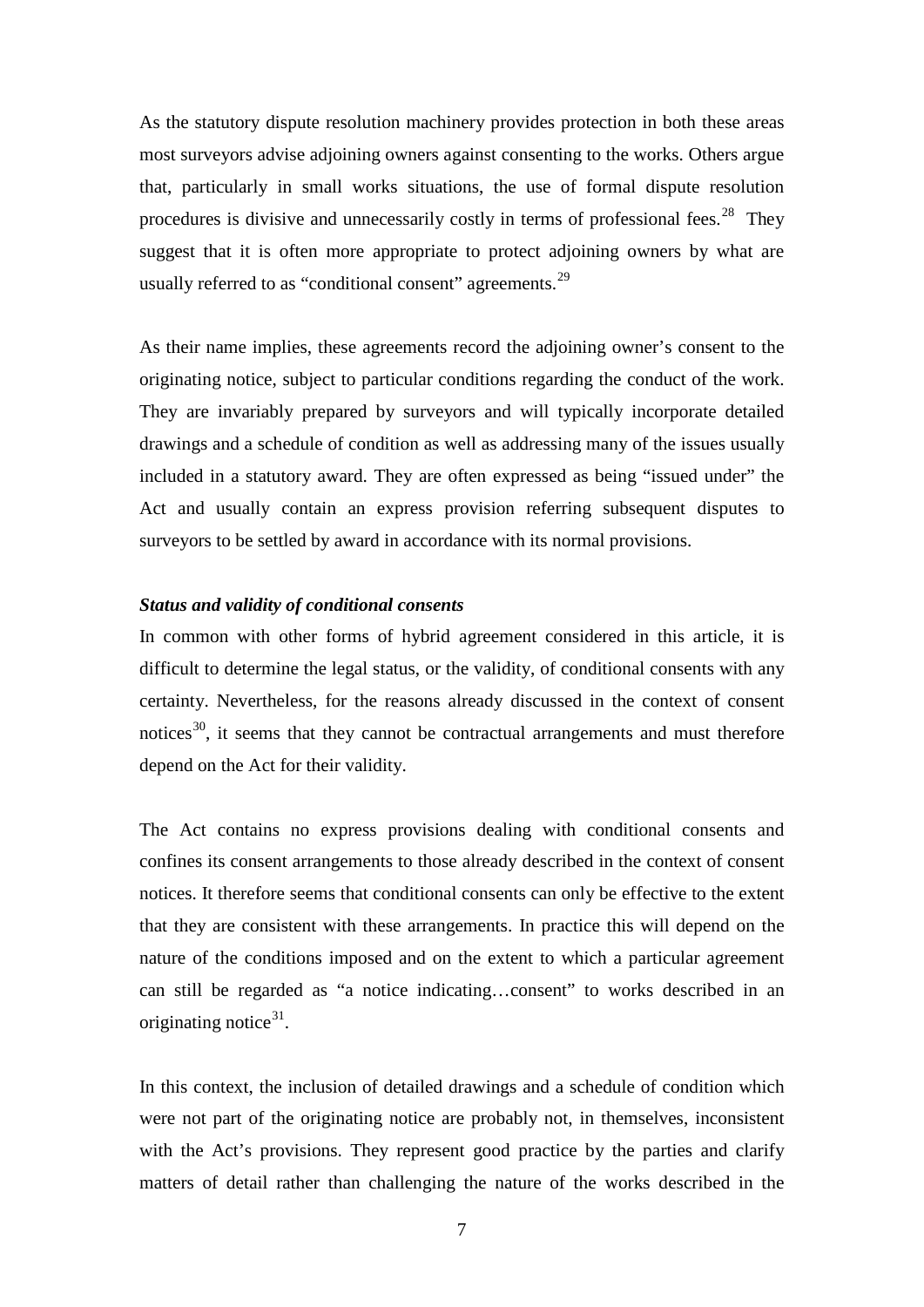As the statutory dispute resolution machinery provides protection in both these areas most surveyors advise adjoining owners against consenting to the works. Others argue that, particularly in small works situations, the use of formal dispute resolution procedures is divisive and unnecessarily costly in terms of professional fees.[28] They suggest that it is often more appropriate to protect adjoining owners by what are usually referred to as "conditional consent" agreements.[29]

As their name implies, these agreements record the adjoining owner's consent to the originating notice, subject to particular conditions regarding the conduct of the work. They are invariably prepared by surveyors and will typically incorporate detailed drawings and a schedule of condition as well as addressing many of the issues usually included in a statutory award. They are often expressed as being "issued under" the Act and usually contain an express provision referring subsequent disputes to surveyors to be settled by award in accordance with its normal provisions.

***Status and validity of conditional consents***

In common with other forms of hybrid agreement considered in this article, it is difficult to determine the legal status, or the validity, of conditional consents with any certainty. Nevertheless, for the reasons already discussed in the context of consent notices[30], it seems that they cannot be contractual arrangements and must therefore depend on the Act for their validity.

The Act contains no express provisions dealing with conditional consents and confines its consent arrangements to those already described in the context of consent notices. It therefore seems that conditional consents can only be effective to the extent that they are consistent with these arrangements. In practice this will depend on the nature of the conditions imposed and on the extent to which a particular agreement can still be regarded as "a notice indicating…consent" to works described in an originating notice[31].

In this context, the inclusion of detailed drawings and a schedule of condition which were not part of the originating notice are probably not, in themselves, inconsistent with the Act's provisions. They represent good practice by the parties and clarify matters of detail rather than challenging the nature of the works described in the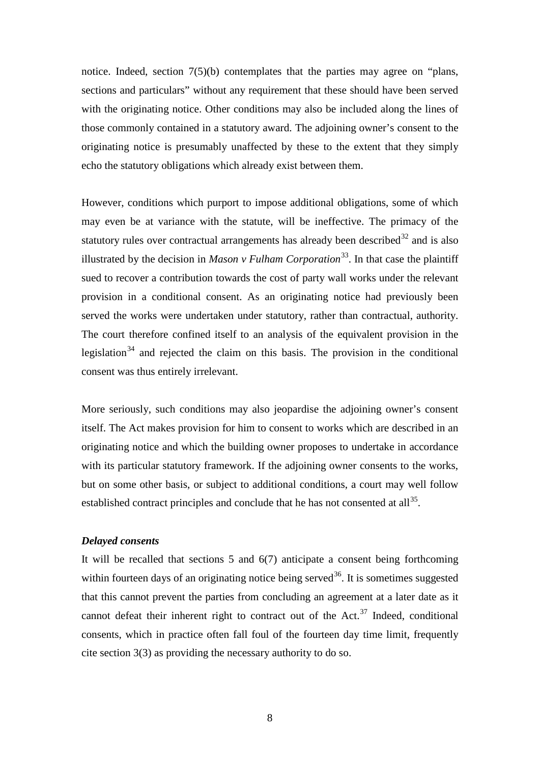notice. Indeed, section 7(5)(b) contemplates that the parties may agree on "plans, sections and particulars" without any requirement that these should have been served with the originating notice. Other conditions may also be included along the lines of those commonly contained in a statutory award. The adjoining owner's consent to the originating notice is presumably unaffected by these to the extent that they simply echo the statutory obligations which already exist between them.

However, conditions which purport to impose additional obligations, some of which may even be at variance with the statute, will be ineffective. The primacy of the statutory rules over contractual arrangements has already been described[32] and is also illustrated by the decision in *Mason v Fulham Corporation*[33]. In that case the plaintiff sued to recover a contribution towards the cost of party wall works under the relevant provision in a conditional consent. As an originating notice had previously been served the works were undertaken under statutory, rather than contractual, authority. The court therefore confined itself to an analysis of the equivalent provision in the legislation[34] and rejected the claim on this basis. The provision in the conditional consent was thus entirely irrelevant.

More seriously, such conditions may also jeopardise the adjoining owner's consent itself. The Act makes provision for him to consent to works which are described in an originating notice and which the building owner proposes to undertake in accordance with its particular statutory framework. If the adjoining owner consents to the works, but on some other basis, or subject to additional conditions, a court may well follow established contract principles and conclude that he has not consented at all[35].

***Delayed consents***

It will be recalled that sections 5 and 6(7) anticipate a consent being forthcoming within fourteen days of an originating notice being served[36]. It is sometimes suggested that this cannot prevent the parties from concluding an agreement at a later date as it cannot defeat their inherent right to contract out of the Act.[37] Indeed, conditional consents, which in practice often fall foul of the fourteen day time limit, frequently cite section 3(3) as providing the necessary authority to do so.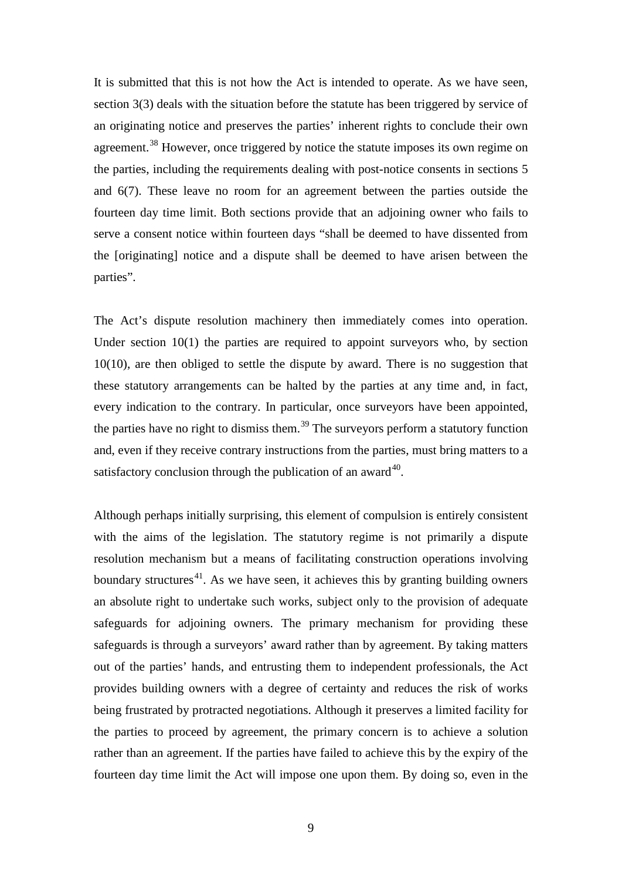It is submitted that this is not how the Act is intended to operate. As we have seen, section 3(3) deals with the situation before the statute has been triggered by service of an originating notice and preserves the parties' inherent rights to conclude their own agreement.[38] However, once triggered by notice the statute imposes its own regime on the parties, including the requirements dealing with post-notice consents in sections 5 and 6(7). These leave no room for an agreement between the parties outside the fourteen day time limit. Both sections provide that an adjoining owner who fails to serve a consent notice within fourteen days "shall be deemed to have dissented from the [originating] notice and a dispute shall be deemed to have arisen between the parties".

The Act's dispute resolution machinery then immediately comes into operation. Under section 10(1) the parties are required to appoint surveyors who, by section 10(10), are then obliged to settle the dispute by award. There is no suggestion that these statutory arrangements can be halted by the parties at any time and, in fact, every indication to the contrary. In particular, once surveyors have been appointed, the parties have no right to dismiss them.[39] The surveyors perform a statutory function and, even if they receive contrary instructions from the parties, must bring matters to a satisfactory conclusion through the publication of an award[40].

Although perhaps initially surprising, this element of compulsion is entirely consistent with the aims of the legislation. The statutory regime is not primarily a dispute resolution mechanism but a means of facilitating construction operations involving boundary structures[41]. As we have seen, it achieves this by granting building owners an absolute right to undertake such works, subject only to the provision of adequate safeguards for adjoining owners. The primary mechanism for providing these safeguards is through a surveyors' award rather than by agreement. By taking matters out of the parties' hands, and entrusting them to independent professionals, the Act provides building owners with a degree of certainty and reduces the risk of works being frustrated by protracted negotiations. Although it preserves a limited facility for the parties to proceed by agreement, the primary concern is to achieve a solution rather than an agreement. If the parties have failed to achieve this by the expiry of the fourteen day time limit the Act will impose one upon them. By doing so, even in the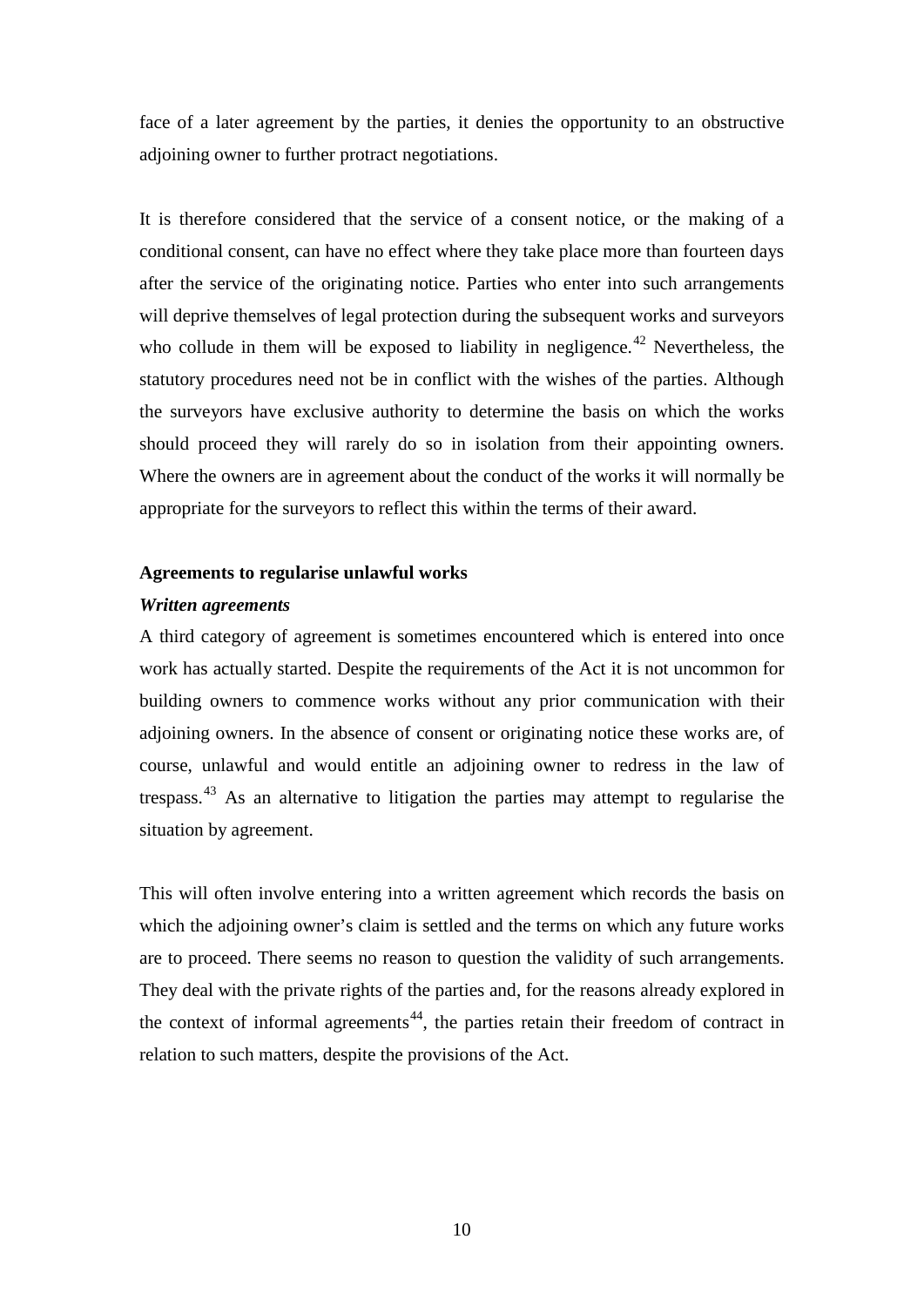face of a later agreement by the parties, it denies the opportunity to an obstructive adjoining owner to further protract negotiations.

It is therefore considered that the service of a consent notice, or the making of a conditional consent, can have no effect where they take place more than fourteen days after the service of the originating notice. Parties who enter into such arrangements will deprive themselves of legal protection during the subsequent works and surveyors who collude in them will be exposed to liability in negligence.[42] Nevertheless, the statutory procedures need not be in conflict with the wishes of the parties. Although the surveyors have exclusive authority to determine the basis on which the works should proceed they will rarely do so in isolation from their appointing owners. Where the owners are in agreement about the conduct of the works it will normally be appropriate for the surveyors to reflect this within the terms of their award.

**Agreements to regularise unlawful works**

***Written agreements***

A third category of agreement is sometimes encountered which is entered into once work has actually started. Despite the requirements of the Act it is not uncommon for building owners to commence works without any prior communication with their adjoining owners. In the absence of consent or originating notice these works are, of course, unlawful and would entitle an adjoining owner to redress in the law of trespass.[43] As an alternative to litigation the parties may attempt to regularise the situation by agreement.

This will often involve entering into a written agreement which records the basis on which the adjoining owner's claim is settled and the terms on which any future works are to proceed. There seems no reason to question the validity of such arrangements. They deal with the private rights of the parties and, for the reasons already explored in the context of informal agreements[44], the parties retain their freedom of contract in relation to such matters, despite the provisions of the Act.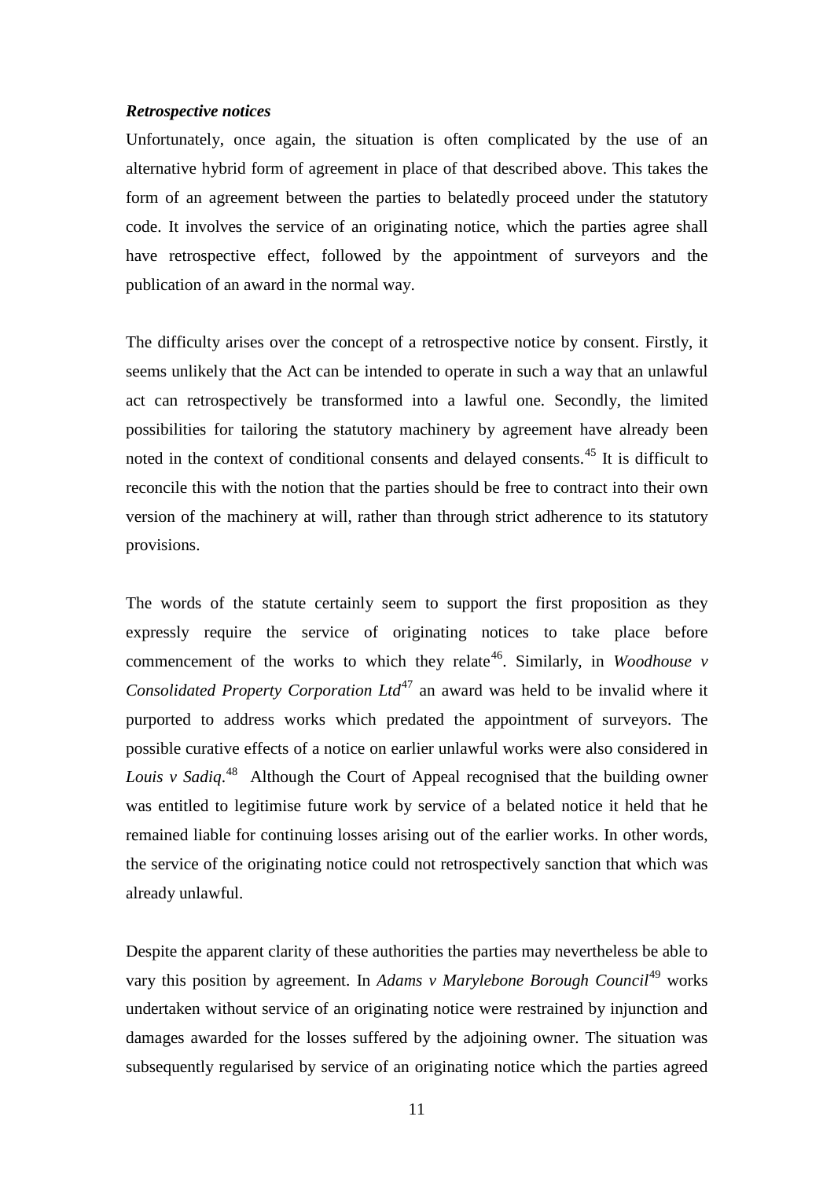***Retrospective notices***

Unfortunately, once again, the situation is often complicated by the use of an alternative hybrid form of agreement in place of that described above. This takes the form of an agreement between the parties to belatedly proceed under the statutory code. It involves the service of an originating notice, which the parties agree shall have retrospective effect, followed by the appointment of surveyors and the publication of an award in the normal way.

The difficulty arises over the concept of a retrospective notice by consent. Firstly, it seems unlikely that the Act can be intended to operate in such a way that an unlawful act can retrospectively be transformed into a lawful one. Secondly, the limited possibilities for tailoring the statutory machinery by agreement have already been noted in the context of conditional consents and delayed consents.[45] It is difficult to reconcile this with the notion that the parties should be free to contract into their own version of the machinery at will, rather than through strict adherence to its statutory provisions.

The words of the statute certainly seem to support the first proposition as they expressly require the service of originating notices to take place before commencement of the works to which they relate[46]. Similarly, in *Woodhouse v Consolidated Property Corporation Ltd*[47] an award was held to be invalid where it purported to address works which predated the appointment of surveyors. The possible curative effects of a notice on earlier unlawful works were also considered in *Louis v Sadiq*.[48] Although the Court of Appeal recognised that the building owner was entitled to legitimise future work by service of a belated notice it held that he remained liable for continuing losses arising out of the earlier works. In other words, the service of the originating notice could not retrospectively sanction that which was already unlawful.

Despite the apparent clarity of these authorities the parties may nevertheless be able to vary this position by agreement. In *Adams v Marylebone Borough Council*[49] works undertaken without service of an originating notice were restrained by injunction and damages awarded for the losses suffered by the adjoining owner. The situation was subsequently regularised by service of an originating notice which the parties agreed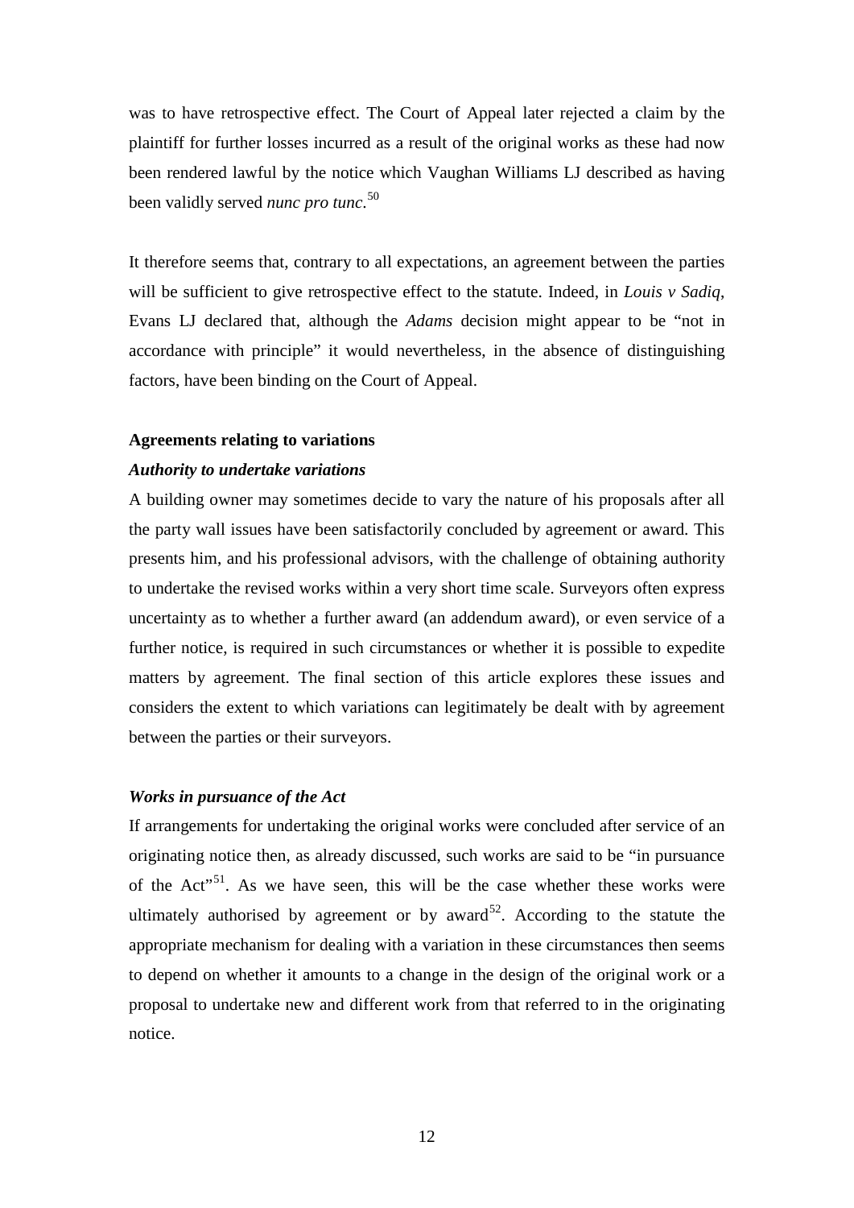was to have retrospective effect. The Court of Appeal later rejected a claim by the plaintiff for further losses incurred as a result of the original works as these had now been rendered lawful by the notice which Vaughan Williams LJ described as having been validly served *nunc pro tunc*.[50]

It therefore seems that, contrary to all expectations, an agreement between the parties will be sufficient to give retrospective effect to the statute. Indeed, in *Louis v Sadiq*, Evans LJ declared that, although the *Adams* decision might appear to be "not in accordance with principle" it would nevertheless, in the absence of distinguishing factors, have been binding on the Court of Appeal.

### Agreements relating to variations

#### *Authority to undertake variations*

A building owner may sometimes decide to vary the nature of his proposals after all the party wall issues have been satisfactorily concluded by agreement or award. This presents him, and his professional advisors, with the challenge of obtaining authority to undertake the revised works within a very short time scale. Surveyors often express uncertainty as to whether a further award (an addendum award), or even service of a further notice, is required in such circumstances or whether it is possible to expedite matters by agreement. The final section of this article explores these issues and considers the extent to which variations can legitimately be dealt with by agreement between the parties or their surveyors.

#### *Works in pursuance of the Act*

If arrangements for undertaking the original works were concluded after service of an originating notice then, as already discussed, such works are said to be "in pursuance of the Act"[51]. As we have seen, this will be the case whether these works were ultimately authorised by agreement or by award[52]. According to the statute the appropriate mechanism for dealing with a variation in these circumstances then seems to depend on whether it amounts to a change in the design of the original work or a proposal to undertake new and different work from that referred to in the originating notice.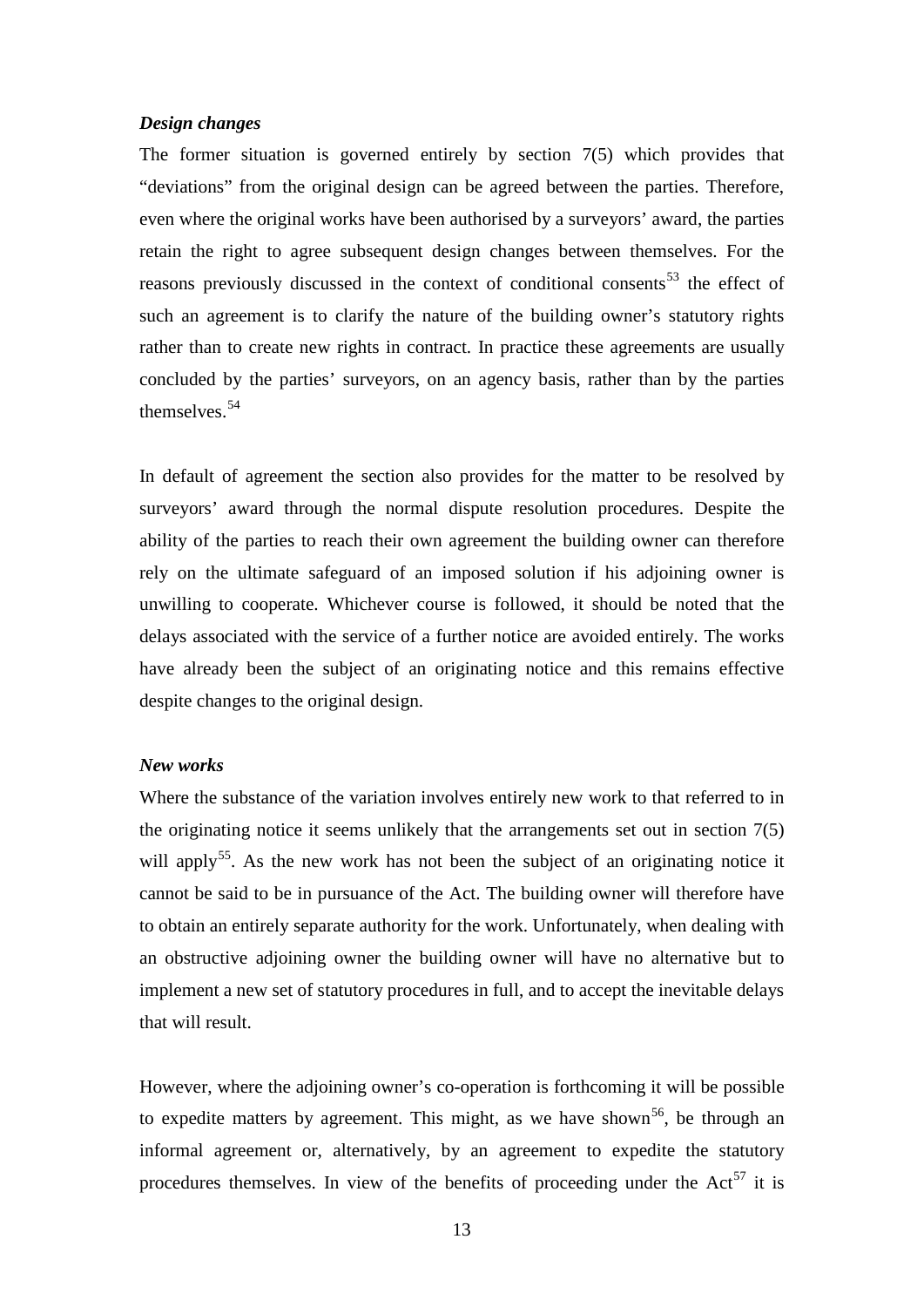### *Design changes*

The former situation is governed entirely by section 7(5) which provides that "deviations" from the original design can be agreed between the parties. Therefore, even where the original works have been authorised by a surveyors' award, the parties retain the right to agree subsequent design changes between themselves. For the reasons previously discussed in the context of conditional consents[53] the effect of such an agreement is to clarify the nature of the building owner's statutory rights rather than to create new rights in contract. In practice these agreements are usually concluded by the parties' surveyors, on an agency basis, rather than by the parties themselves.[54]

In default of agreement the section also provides for the matter to be resolved by surveyors' award through the normal dispute resolution procedures. Despite the ability of the parties to reach their own agreement the building owner can therefore rely on the ultimate safeguard of an imposed solution if his adjoining owner is unwilling to cooperate. Whichever course is followed, it should be noted that the delays associated with the service of a further notice are avoided entirely. The works have already been the subject of an originating notice and this remains effective despite changes to the original design.

### *New works*

Where the substance of the variation involves entirely new work to that referred to in the originating notice it seems unlikely that the arrangements set out in section 7(5) will apply[55]. As the new work has not been the subject of an originating notice it cannot be said to be in pursuance of the Act. The building owner will therefore have to obtain an entirely separate authority for the work. Unfortunately, when dealing with an obstructive adjoining owner the building owner will have no alternative but to implement a new set of statutory procedures in full, and to accept the inevitable delays that will result.

However, where the adjoining owner's co-operation is forthcoming it will be possible to expedite matters by agreement. This might, as we have shown[56], be through an informal agreement or, alternatively, by an agreement to expedite the statutory procedures themselves. In view of the benefits of proceeding under the Act[57] it is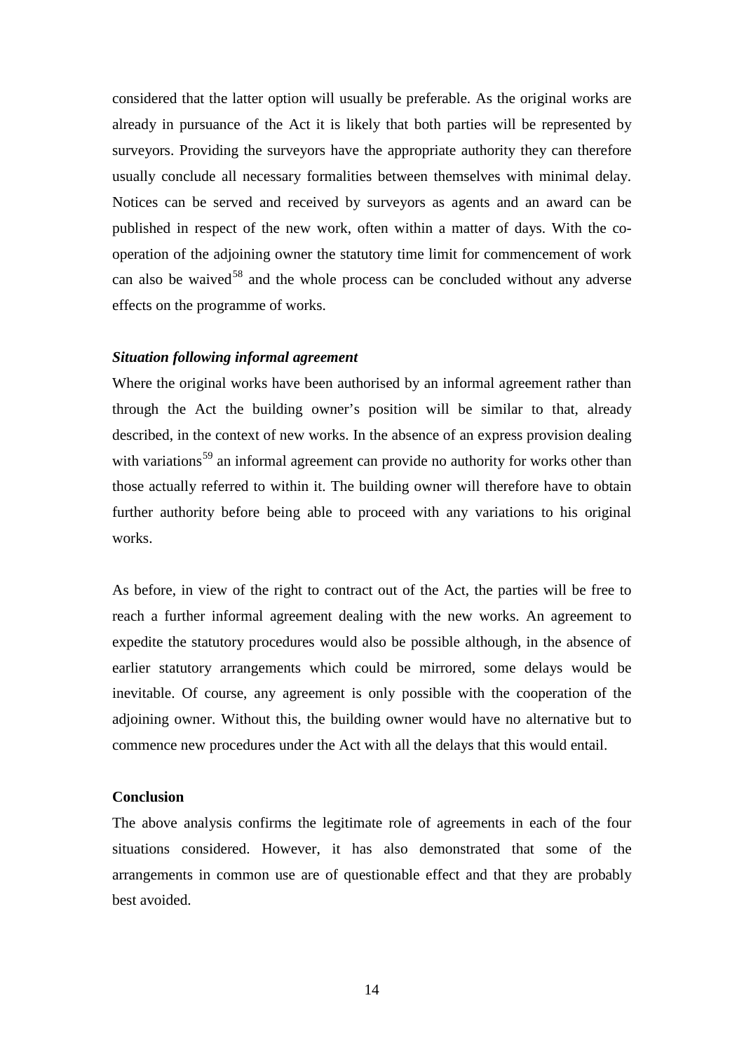considered that the latter option will usually be preferable. As the original works are already in pursuance of the Act it is likely that both parties will be represented by surveyors. Providing the surveyors have the appropriate authority they can therefore usually conclude all necessary formalities between themselves with minimal delay. Notices can be served and received by surveyors as agents and an award can be published in respect of the new work, often within a matter of days. With the co-operation of the adjoining owner the statutory time limit for commencement of work can also be waived[58] and the whole process can be concluded without any adverse effects on the programme of works.

### *Situation following informal agreement*

Where the original works have been authorised by an informal agreement rather than through the Act the building owner's position will be similar to that, already described, in the context of new works. In the absence of an express provision dealing with variations[59] an informal agreement can provide no authority for works other than those actually referred to within it. The building owner will therefore have to obtain further authority before being able to proceed with any variations to his original works.

As before, in view of the right to contract out of the Act, the parties will be free to reach a further informal agreement dealing with the new works. An agreement to expedite the statutory procedures would also be possible although, in the absence of earlier statutory arrangements which could be mirrored, some delays would be inevitable. Of course, any agreement is only possible with the cooperation of the adjoining owner. Without this, the building owner would have no alternative but to commence new procedures under the Act with all the delays that this would entail.

## Conclusion

The above analysis confirms the legitimate role of agreements in each of the four situations considered. However, it has also demonstrated that some of the arrangements in common use are of questionable effect and that they are probably best avoided.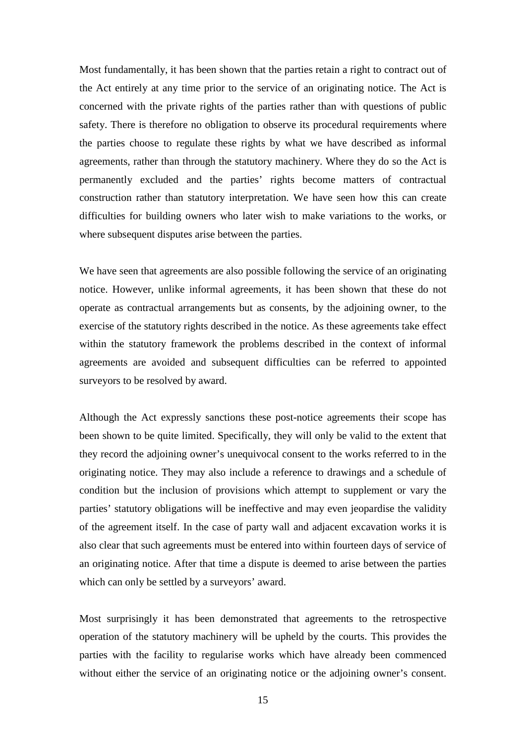Most fundamentally, it has been shown that the parties retain a right to contract out of the Act entirely at any time prior to the service of an originating notice. The Act is concerned with the private rights of the parties rather than with questions of public safety. There is therefore no obligation to observe its procedural requirements where the parties choose to regulate these rights by what we have described as informal agreements, rather than through the statutory machinery. Where they do so the Act is permanently excluded and the parties' rights become matters of contractual construction rather than statutory interpretation. We have seen how this can create difficulties for building owners who later wish to make variations to the works, or where subsequent disputes arise between the parties.

We have seen that agreements are also possible following the service of an originating notice. However, unlike informal agreements, it has been shown that these do not operate as contractual arrangements but as consents, by the adjoining owner, to the exercise of the statutory rights described in the notice. As these agreements take effect within the statutory framework the problems described in the context of informal agreements are avoided and subsequent difficulties can be referred to appointed surveyors to be resolved by award.

Although the Act expressly sanctions these post-notice agreements their scope has been shown to be quite limited. Specifically, they will only be valid to the extent that they record the adjoining owner's unequivocal consent to the works referred to in the originating notice. They may also include a reference to drawings and a schedule of condition but the inclusion of provisions which attempt to supplement or vary the parties' statutory obligations will be ineffective and may even jeopardise the validity of the agreement itself. In the case of party wall and adjacent excavation works it is also clear that such agreements must be entered into within fourteen days of service of an originating notice. After that time a dispute is deemed to arise between the parties which can only be settled by a surveyors' award.

Most surprisingly it has been demonstrated that agreements to the retrospective operation of the statutory machinery will be upheld by the courts. This provides the parties with the facility to regularise works which have already been commenced without either the service of an originating notice or the adjoining owner's consent.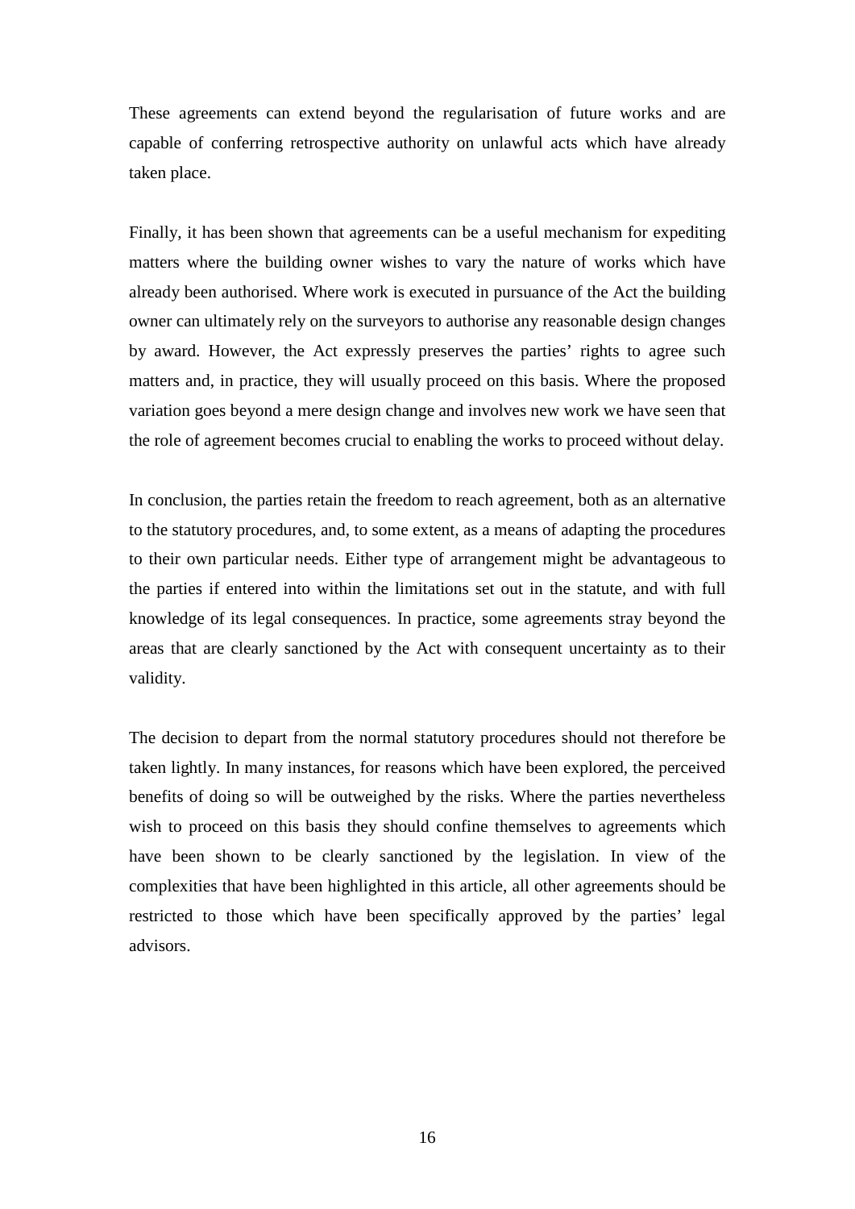These agreements can extend beyond the regularisation of future works and are capable of conferring retrospective authority on unlawful acts which have already taken place.

Finally, it has been shown that agreements can be a useful mechanism for expediting matters where the building owner wishes to vary the nature of works which have already been authorised. Where work is executed in pursuance of the Act the building owner can ultimately rely on the surveyors to authorise any reasonable design changes by award. However, the Act expressly preserves the parties' rights to agree such matters and, in practice, they will usually proceed on this basis. Where the proposed variation goes beyond a mere design change and involves new work we have seen that the role of agreement becomes crucial to enabling the works to proceed without delay.

In conclusion, the parties retain the freedom to reach agreement, both as an alternative to the statutory procedures, and, to some extent, as a means of adapting the procedures to their own particular needs. Either type of arrangement might be advantageous to the parties if entered into within the limitations set out in the statute, and with full knowledge of its legal consequences. In practice, some agreements stray beyond the areas that are clearly sanctioned by the Act with consequent uncertainty as to their validity.

The decision to depart from the normal statutory procedures should not therefore be taken lightly. In many instances, for reasons which have been explored, the perceived benefits of doing so will be outweighed by the risks. Where the parties nevertheless wish to proceed on this basis they should confine themselves to agreements which have been shown to be clearly sanctioned by the legislation. In view of the complexities that have been highlighted in this article, all other agreements should be restricted to those which have been specifically approved by the parties' legal advisors.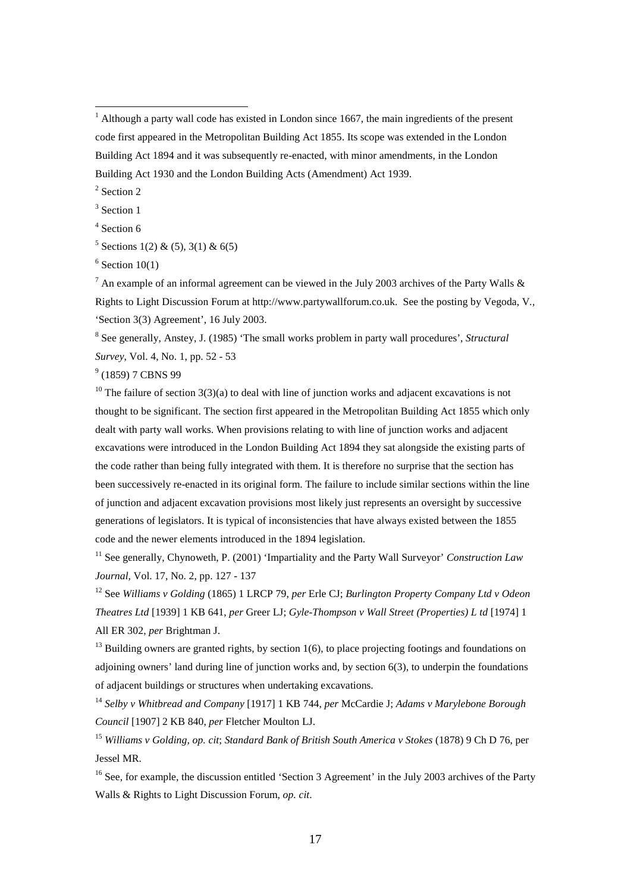[1] Although a party wall code has existed in London since 1667, the main ingredients of the present code first appeared in the Metropolitan Building Act 1855. Its scope was extended in the London Building Act 1894 and it was subsequently re-enacted, with minor amendments, in the London Building Act 1930 and the London Building Acts (Amendment) Act 1939.

[2] Section 2

[3] Section 1

[4] Section 6

[5] Sections 1(2) & (5), 3(1) & 6(5)

[6] Section 10(1)

[7] An example of an informal agreement can be viewed in the July 2003 archives of the Party Walls & Rights to Light Discussion Forum at http://www.partywallforum.co.uk. See the posting by Vegoda, V., 'Section 3(3) Agreement', 16 July 2003.

[8] See generally, Anstey, J. (1985) 'The small works problem in party wall procedures', *Structural Survey*, Vol. 4, No. 1, pp. 52 - 53

[9] (1859) 7 CBNS 99

[10] The failure of section 3(3)(a) to deal with line of junction works and adjacent excavations is not thought to be significant. The section first appeared in the Metropolitan Building Act 1855 which only dealt with party wall works. When provisions relating to with line of junction works and adjacent excavations were introduced in the London Building Act 1894 they sat alongside the existing parts of the code rather than being fully integrated with them. It is therefore no surprise that the section has been successively re-enacted in its original form. The failure to include similar sections within the line of junction and adjacent excavation provisions most likely just represents an oversight by successive generations of legislators. It is typical of inconsistencies that have always existed between the 1855 code and the newer elements introduced in the 1894 legislation.

[11] See generally, Chynoweth, P. (2001) 'Impartiality and the Party Wall Surveyor' *Construction Law Journal*, Vol. 17, No. 2, pp. 127 - 137

[12] See *Williams v Golding* (1865) 1 LRCP 79, *per* Erle CJ; *Burlington Property Company Ltd v Odeon Theatres Ltd* [1939] 1 KB 641, *per* Greer LJ; *Gyle-Thompson v Wall Street (Properties) L td* [1974] 1 All ER 302, *per* Brightman J.

[13] Building owners are granted rights, by section 1(6), to place projecting footings and foundations on adjoining owners' land during line of junction works and, by section 6(3), to underpin the foundations of adjacent buildings or structures when undertaking excavations.

[14] *Selby v Whitbread and Company* [1917] 1 KB 744, *per* McCardie J; *Adams v Marylebone Borough Council* [1907] 2 KB 840, *per* Fletcher Moulton LJ.

[15] *Williams v Golding, op. cit*; *Standard Bank of British South America v Stokes* (1878) 9 Ch D 76, per Jessel MR.

[16] See, for example, the discussion entitled 'Section 3 Agreement' in the July 2003 archives of the Party Walls & Rights to Light Discussion Forum, *op. cit*.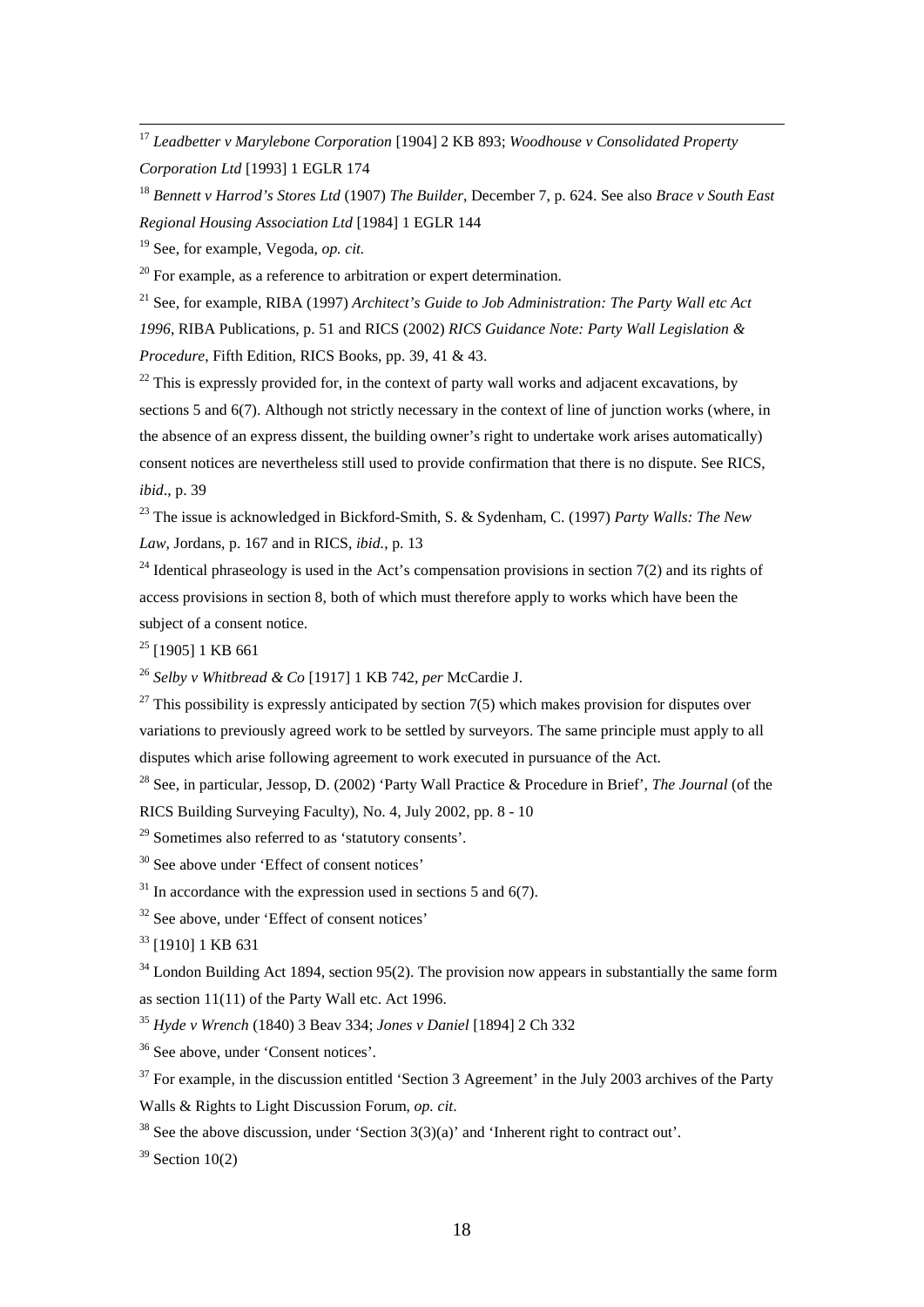[17] *Leadbetter v Marylebone Corporation* [1904] 2 KB 893; *Woodhouse v Consolidated Property Corporation Ltd* [1993] 1 EGLR 174

[18] *Bennett v Harrod's Stores Ltd* (1907) *The Builder*, December 7, p. 624. See also *Brace v South East Regional Housing Association Ltd* [1984] 1 EGLR 144

[19] See, for example, Vegoda, *op. cit.*

[20] For example, as a reference to arbitration or expert determination.

[21] See, for example, RIBA (1997) *Architect's Guide to Job Administration: The Party Wall etc Act 1996*, RIBA Publications, p. 51 and RICS (2002) *RICS Guidance Note: Party Wall Legislation & Procedure*, Fifth Edition, RICS Books, pp. 39, 41 & 43.

[22] This is expressly provided for, in the context of party wall works and adjacent excavations, by sections 5 and 6(7). Although not strictly necessary in the context of line of junction works (where, in the absence of an express dissent, the building owner's right to undertake work arises automatically) consent notices are nevertheless still used to provide confirmation that there is no dispute. See RICS, *ibid*., p. 39

[23] The issue is acknowledged in Bickford-Smith, S. & Sydenham, C. (1997) *Party Walls: The New Law*, Jordans, p. 167 and in RICS, *ibid.*, p. 13

[24] Identical phraseology is used in the Act's compensation provisions in section 7(2) and its rights of access provisions in section 8, both of which must therefore apply to works which have been the subject of a consent notice.

[25] [1905] 1 KB 661

[26] *Selby v Whitbread & Co* [1917] 1 KB 742, *per* McCardie J.

[27] This possibility is expressly anticipated by section 7(5) which makes provision for disputes over variations to previously agreed work to be settled by surveyors. The same principle must apply to all disputes which arise following agreement to work executed in pursuance of the Act.

[28] See, in particular, Jessop, D. (2002) 'Party Wall Practice & Procedure in Brief', *The Journal* (of the RICS Building Surveying Faculty), No. 4, July 2002, pp. 8 - 10

[29] Sometimes also referred to as 'statutory consents'.

[30] See above under 'Effect of consent notices'

[31] In accordance with the expression used in sections 5 and 6(7).

[32] See above, under 'Effect of consent notices'

[33] [1910] 1 KB 631

[34] London Building Act 1894, section 95(2). The provision now appears in substantially the same form as section 11(11) of the Party Wall etc. Act 1996.

[35] *Hyde v Wrench* (1840) 3 Beav 334; *Jones v Daniel* [1894] 2 Ch 332

[36] See above, under 'Consent notices'.

[37] For example, in the discussion entitled 'Section 3 Agreement' in the July 2003 archives of the Party Walls & Rights to Light Discussion Forum, *op. cit*.

[38] See the above discussion, under 'Section 3(3)(a)' and 'Inherent right to contract out'.

[39] Section 10(2)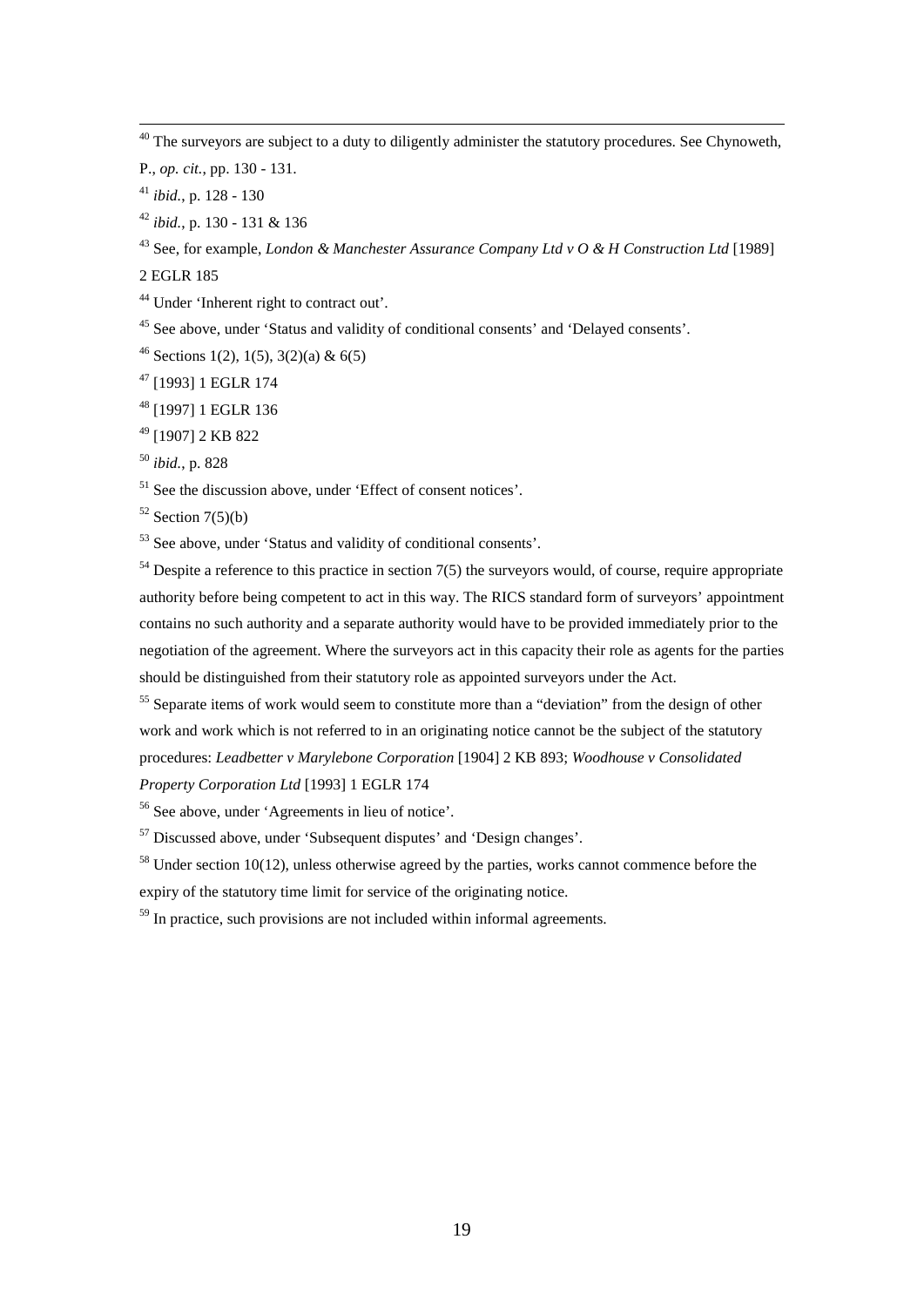[40] The surveyors are subject to a duty to diligently administer the statutory procedures. See Chynoweth, P., *op. cit.*, pp. 130 - 131.

[41] *ibid.*, p. 128 - 130

[42] *ibid.*, p. 130 - 131 & 136

[43] See, for example, *London & Manchester Assurance Company Ltd v O & H Construction Ltd* [1989] 2 EGLR 185

[44] Under 'Inherent right to contract out'.

[45] See above, under 'Status and validity of conditional consents' and 'Delayed consents'.

[46] Sections 1(2), 1(5), 3(2)(a) & 6(5)

[47] [1993] 1 EGLR 174

[48] [1997] 1 EGLR 136

[49] [1907] 2 KB 822

[50] *ibid.*, p. 828

[51] See the discussion above, under 'Effect of consent notices'.

[52] Section 7(5)(b)

[53] See above, under 'Status and validity of conditional consents'.

[54] Despite a reference to this practice in section 7(5) the surveyors would, of course, require appropriate authority before being competent to act in this way. The RICS standard form of surveyors' appointment contains no such authority and a separate authority would have to be provided immediately prior to the negotiation of the agreement. Where the surveyors act in this capacity their role as agents for the parties should be distinguished from their statutory role as appointed surveyors under the Act.

[55] Separate items of work would seem to constitute more than a "deviation" from the design of other work and work which is not referred to in an originating notice cannot be the subject of the statutory procedures: *Leadbetter v Marylebone Corporation* [1904] 2 KB 893; *Woodhouse v Consolidated Property Corporation Ltd* [1993] 1 EGLR 174

[56] See above, under 'Agreements in lieu of notice'.

[57] Discussed above, under 'Subsequent disputes' and 'Design changes'.

[58] Under section 10(12), unless otherwise agreed by the parties, works cannot commence before the expiry of the statutory time limit for service of the originating notice.

[59] In practice, such provisions are not included within informal agreements.